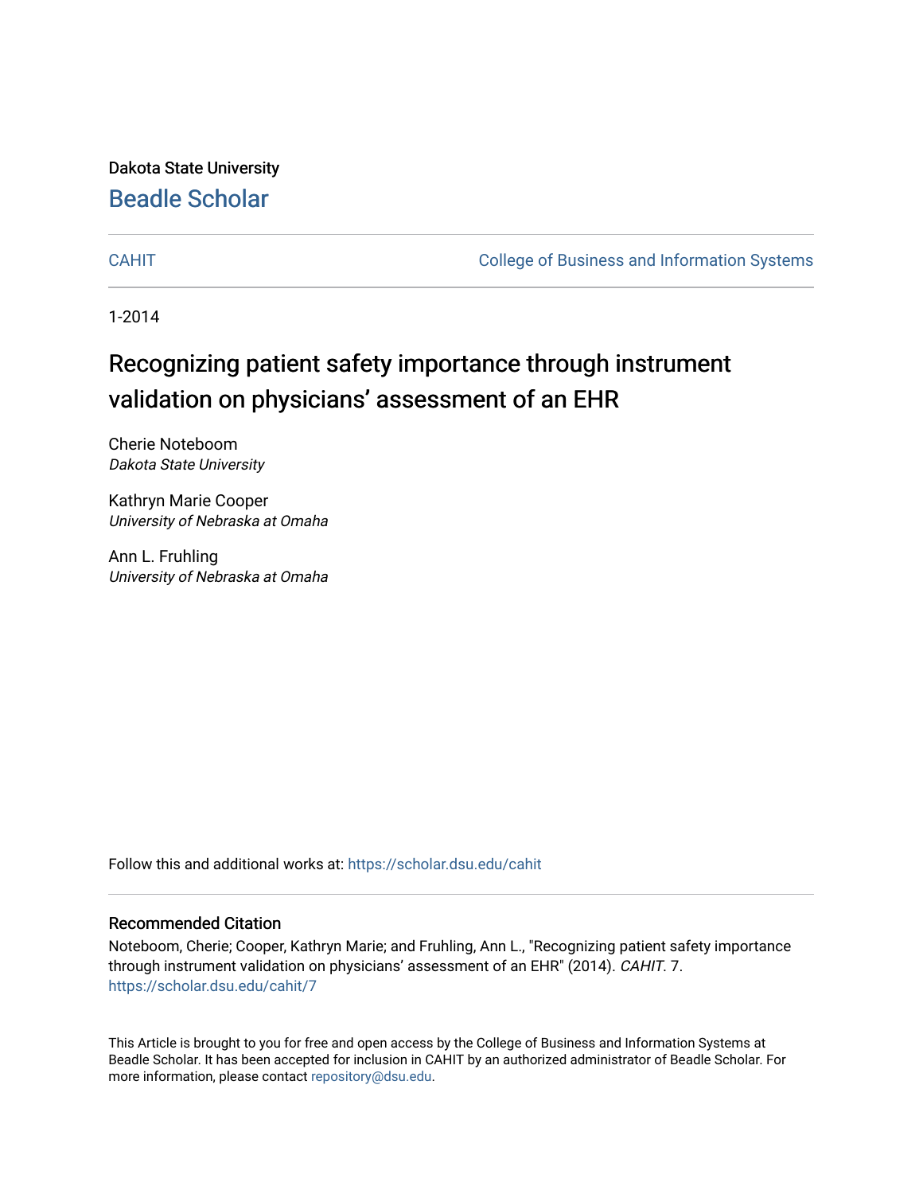Dakota State University

# Beadle Scholar

CAHIT | College of Business and Information Systems

1-2014

# Recognizing patient safety importance through instrument validation on physicians' assessment of an EHR

Cherie Noteboom
*Dakota State University*

Kathryn Marie Cooper
*University of Nebraska at Omaha*

Ann L. Fruhling
*University of Nebraska at Omaha*

Follow this and additional works at: https://scholar.dsu.edu/cahit

## Recommended Citation

Noteboom, Cherie; Cooper, Kathryn Marie; and Fruhling, Ann L., "Recognizing patient safety importance through instrument validation on physicians' assessment of an EHR" (2014). *CAHIT*. 7.
https://scholar.dsu.edu/cahit/7

This Article is brought to you for free and open access by the College of Business and Information Systems at Beadle Scholar. It has been accepted for inclusion in CAHIT by an authorized administrator of Beadle Scholar. For more information, please contact repository@dsu.edu.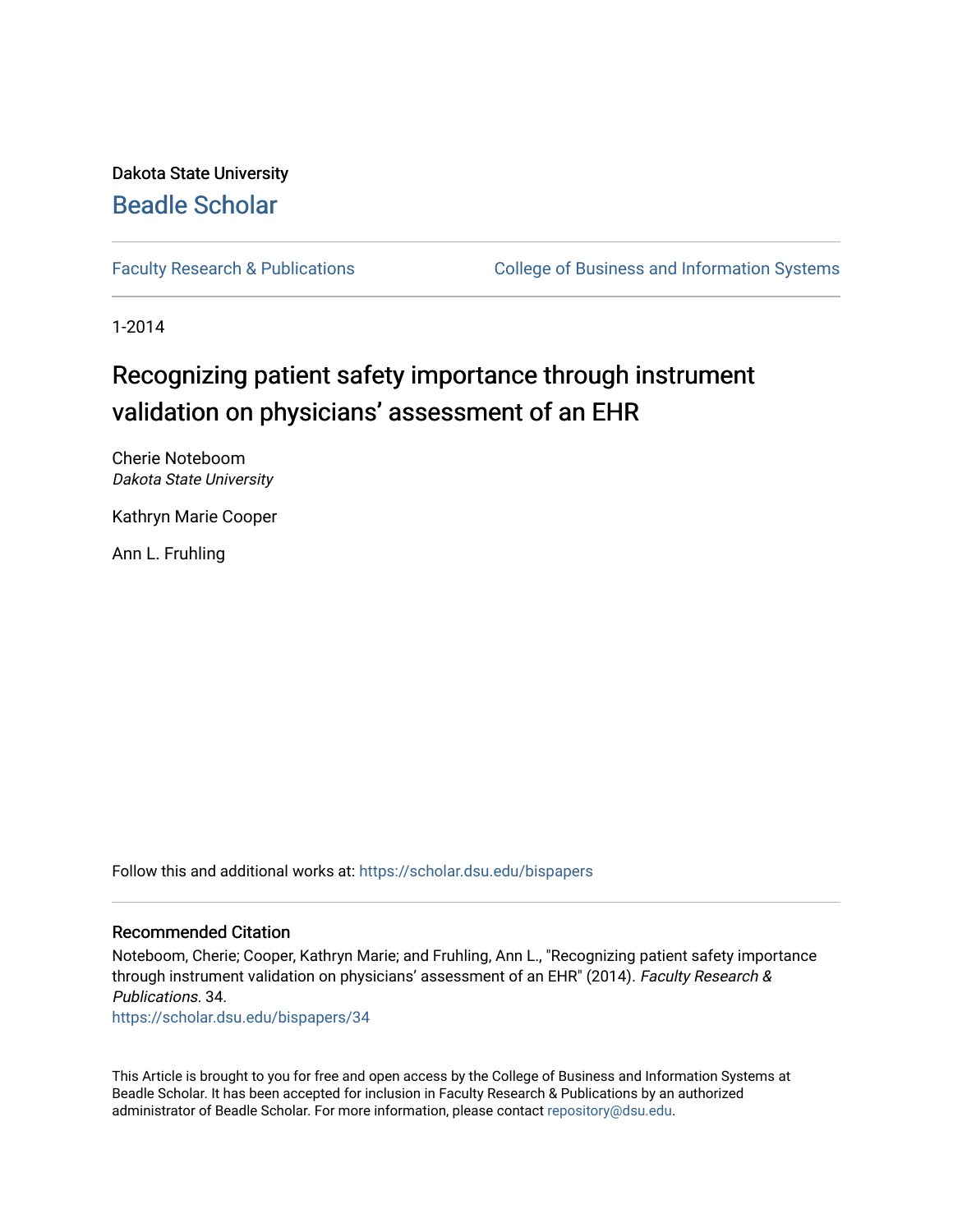Dakota State University

# Beadle Scholar

Faculty Research & Publications

College of Business and Information Systems

1-2014

## Recognizing patient safety importance through instrument validation on physicians' assessment of an EHR

Cherie Noteboom
*Dakota State University*

Kathryn Marie Cooper

Ann L. Fruhling

Follow this and additional works at: https://scholar.dsu.edu/bispapers

### Recommended Citation

Noteboom, Cherie; Cooper, Kathryn Marie; and Fruhling, Ann L., "Recognizing patient safety importance through instrument validation on physicians' assessment of an EHR" (2014). *Faculty Research & Publications*. 34.
https://scholar.dsu.edu/bispapers/34

This Article is brought to you for free and open access by the College of Business and Information Systems at Beadle Scholar. It has been accepted for inclusion in Faculty Research & Publications by an authorized administrator of Beadle Scholar. For more information, please contact repository@dsu.edu.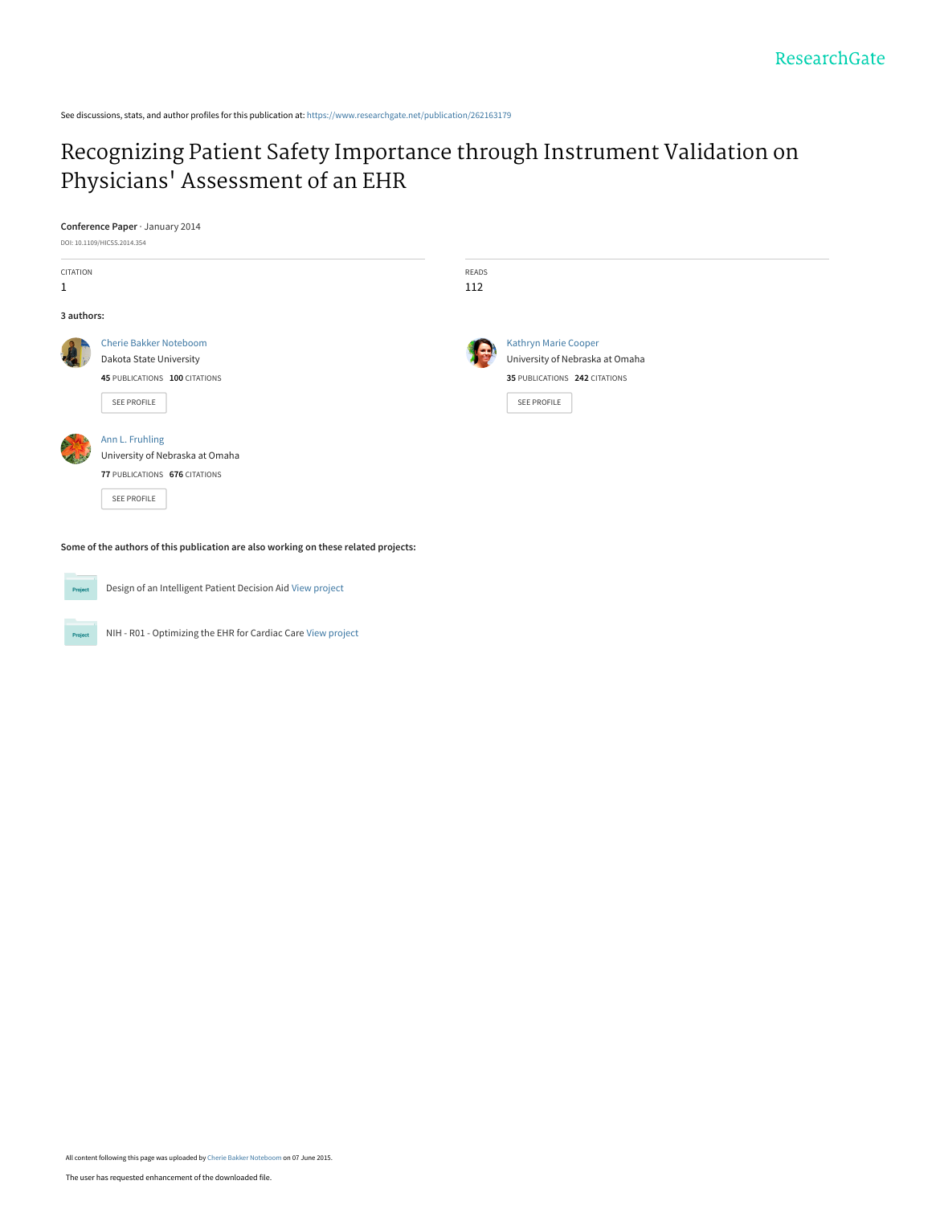See discussions, stats, and author profiles for this publication at: https://www.researchgate.net/publication/262163179

# Recognizing Patient Safety Importance through Instrument Validation on Physicians' Assessment of an EHR

**Conference Paper** · January 2014

DOI: 10.1109/HICSS.2014.354

| CITATION | READS |
| --- | --- |
| 1 | 112 |

**3 authors:**

**Cherie Bakker Noteboom**
Dakota State University
45 PUBLICATIONS 100 CITATIONS

**Kathryn Marie Cooper**
University of Nebraska at Omaha
35 PUBLICATIONS 242 CITATIONS

**Ann L. Fruhling**
University of Nebraska at Omaha
77 PUBLICATIONS 676 CITATIONS

**Some of the authors of this publication are also working on these related projects:**

- Design of an Intelligent Patient Decision Aid View project
- NIH - R01 - Optimizing the EHR for Cardiac Care View project

All content following this page was uploaded by Cherie Bakker Noteboom on 07 June 2015.

The user has requested enhancement of the downloaded file.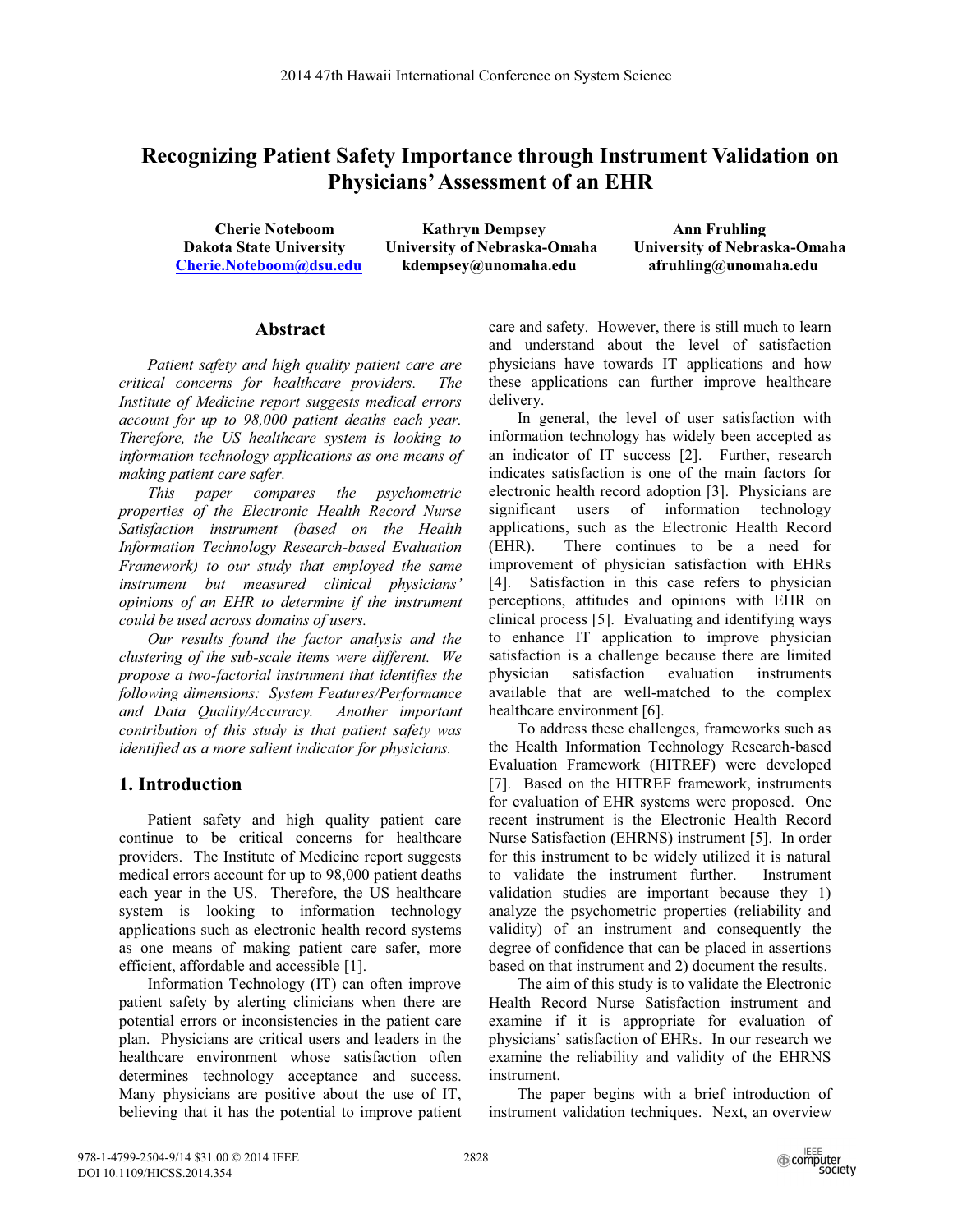# Recognizing Patient Safety Importance through Instrument Validation on Physicians' Assessment of an EHR

**Cherie Noteboom**
**Dakota State University**
**Cherie.Noteboom@dsu.edu**

**Kathryn Dempsey**
**University of Nebraska-Omaha**
**kdempsey@unomaha.edu**

**Ann Fruhling**
**University of Nebraska-Omaha**
**afruhling@unomaha.edu**

## Abstract

*Patient safety and high quality patient care are critical concerns for healthcare providers. The Institute of Medicine report suggests medical errors account for up to 98,000 patient deaths each year. Therefore, the US healthcare system is looking to information technology applications as one means of making patient care safer.*

*This paper compares the psychometric properties of the Electronic Health Record Nurse Satisfaction instrument (based on the Health Information Technology Research-based Evaluation Framework) to our study that employed the same instrument but measured clinical physicians' opinions of an EHR to determine if the instrument could be used across domains of users.*

*Our results found the factor analysis and the clustering of the sub-scale items were different. We propose a two-factorial instrument that identifies the following dimensions: System Features/Performance and Data Quality/Accuracy. Another important contribution of this study is that patient safety was identified as a more salient indicator for physicians.*

## 1. Introduction

Patient safety and high quality patient care continue to be critical concerns for healthcare providers. The Institute of Medicine report suggests medical errors account for up to 98,000 patient deaths each year in the US. Therefore, the US healthcare system is looking to information technology applications such as electronic health record systems as one means of making patient care safer, more efficient, affordable and accessible [1].

Information Technology (IT) can often improve patient safety by alerting clinicians when there are potential errors or inconsistencies in the patient care plan. Physicians are critical users and leaders in the healthcare environment whose satisfaction often determines technology acceptance and success. Many physicians are positive about the use of IT, believing that it has the potential to improve patient care and safety. However, there is still much to learn and understand about the level of satisfaction physicians have towards IT applications and how these applications can further improve healthcare delivery.

In general, the level of user satisfaction with information technology has widely been accepted as an indicator of IT success [2]. Further, research indicates satisfaction is one of the main factors for electronic health record adoption [3]. Physicians are significant users of information technology applications, such as the Electronic Health Record (EHR). There continues to be a need for improvement of physician satisfaction with EHRs [4]. Satisfaction in this case refers to physician perceptions, attitudes and opinions with EHR on clinical process [5]. Evaluating and identifying ways to enhance IT application to improve physician satisfaction is a challenge because there are limited physician satisfaction evaluation instruments available that are well-matched to the complex healthcare environment [6].

To address these challenges, frameworks such as the Health Information Technology Research-based Evaluation Framework (HITREF) were developed [7]. Based on the HITREF framework, instruments for evaluation of EHR systems were proposed. One recent instrument is the Electronic Health Record Nurse Satisfaction (EHRNS) instrument [5]. In order for this instrument to be widely utilized it is natural to validate the instrument further. Instrument validation studies are important because they 1) analyze the psychometric properties (reliability and validity) of an instrument and consequently the degree of confidence that can be placed in assertions based on that instrument and 2) document the results.

The aim of this study is to validate the Electronic Health Record Nurse Satisfaction instrument and examine if it is appropriate for evaluation of physicians' satisfaction of EHRs. In our research we examine the reliability and validity of the EHRNS instrument.

The paper begins with a brief introduction of instrument validation techniques. Next, an overview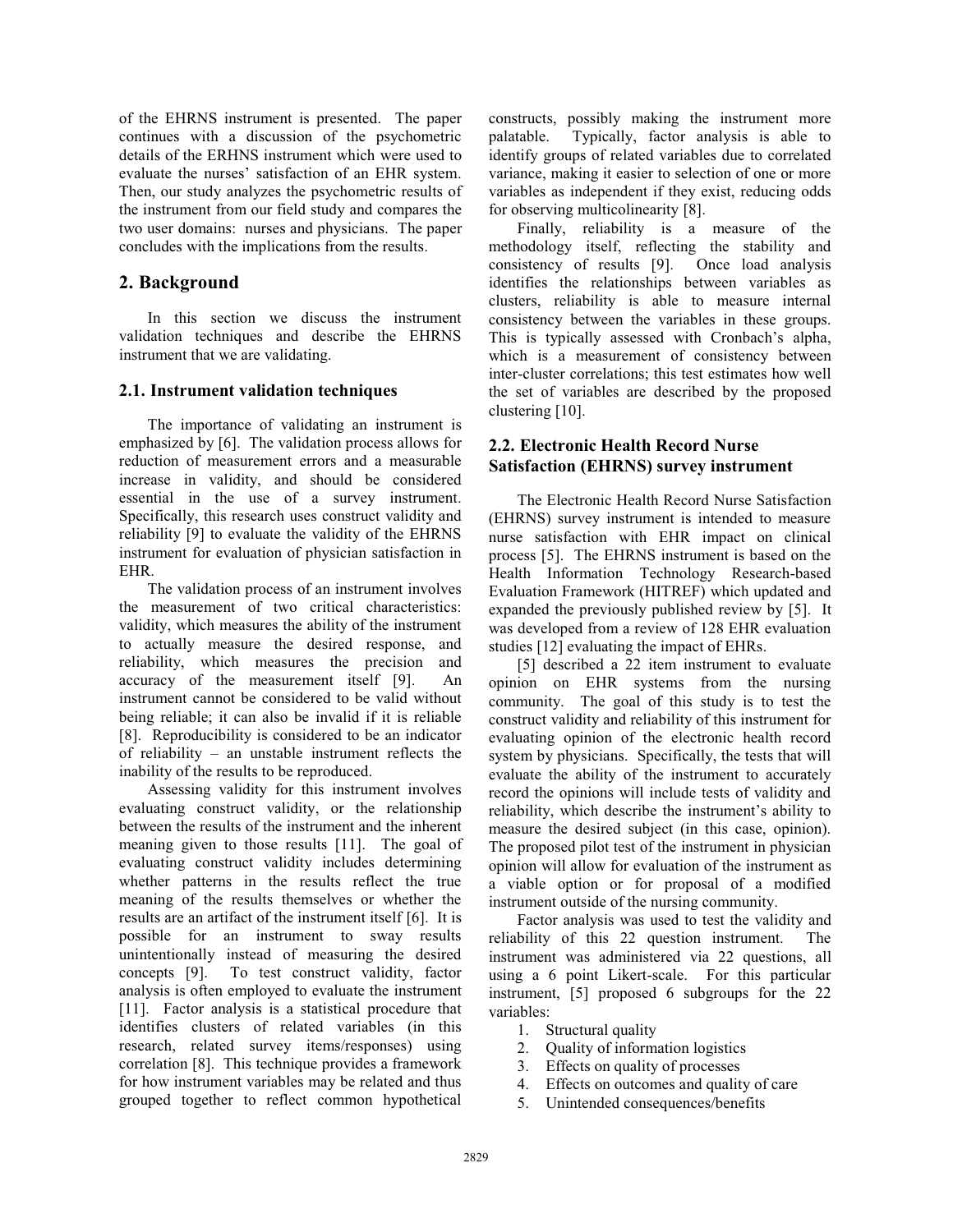of the EHRNS instrument is presented. The paper continues with a discussion of the psychometric details of the ERHNS instrument which were used to evaluate the nurses' satisfaction of an EHR system. Then, our study analyzes the psychometric results of the instrument from our field study and compares the two user domains: nurses and physicians. The paper concludes with the implications from the results.

## 2. Background

In this section we discuss the instrument validation techniques and describe the EHRNS instrument that we are validating.

### 2.1. Instrument validation techniques

The importance of validating an instrument is emphasized by [6]. The validation process allows for reduction of measurement errors and a measurable increase in validity, and should be considered essential in the use of a survey instrument. Specifically, this research uses construct validity and reliability [9] to evaluate the validity of the EHRNS instrument for evaluation of physician satisfaction in EHR.

The validation process of an instrument involves the measurement of two critical characteristics: validity, which measures the ability of the instrument to actually measure the desired response, and reliability, which measures the precision and accuracy of the measurement itself [9]. An instrument cannot be considered to be valid without being reliable; it can also be invalid if it is reliable [8]. Reproducibility is considered to be an indicator of reliability – an unstable instrument reflects the inability of the results to be reproduced.

Assessing validity for this instrument involves evaluating construct validity, or the relationship between the results of the instrument and the inherent meaning given to those results [11]. The goal of evaluating construct validity includes determining whether patterns in the results reflect the true meaning of the results themselves or whether the results are an artifact of the instrument itself [6]. It is possible for an instrument to sway results unintentionally instead of measuring the desired concepts [9]. To test construct validity, factor analysis is often employed to evaluate the instrument [11]. Factor analysis is a statistical procedure that identifies clusters of related variables (in this research, related survey items/responses) using correlation [8]. This technique provides a framework for how instrument variables may be related and thus grouped together to reflect common hypothetical constructs, possibly making the instrument more palatable. Typically, factor analysis is able to identify groups of related variables due to correlated variance, making it easier to selection of one or more variables as independent if they exist, reducing odds for observing multicolinearity [8].

Finally, reliability is a measure of the methodology itself, reflecting the stability and consistency of results [9]. Once load analysis identifies the relationships between variables as clusters, reliability is able to measure internal consistency between the variables in these groups. This is typically assessed with Cronbach's alpha, which is a measurement of consistency between inter-cluster correlations; this test estimates how well the set of variables are described by the proposed clustering [10].

### 2.2. Electronic Health Record Nurse Satisfaction (EHRNS) survey instrument

The Electronic Health Record Nurse Satisfaction (EHRNS) survey instrument is intended to measure nurse satisfaction with EHR impact on clinical process [5]. The EHRNS instrument is based on the Health Information Technology Research-based Evaluation Framework (HITREF) which updated and expanded the previously published review by [5]. It was developed from a review of 128 EHR evaluation studies [12] evaluating the impact of EHRs.

[5] described a 22 item instrument to evaluate opinion on EHR systems from the nursing community. The goal of this study is to test the construct validity and reliability of this instrument for evaluating opinion of the electronic health record system by physicians. Specifically, the tests that will evaluate the ability of the instrument to accurately record the opinions will include tests of validity and reliability, which describe the instrument's ability to measure the desired subject (in this case, opinion). The proposed pilot test of the instrument in physician opinion will allow for evaluation of the instrument as a viable option or for proposal of a modified instrument outside of the nursing community.

Factor analysis was used to test the validity and reliability of this 22 question instrument. The instrument was administered via 22 questions, all using a 6 point Likert-scale. For this particular instrument, [5] proposed 6 subgroups for the 22 variables:

1. Structural quality
2. Quality of information logistics
3. Effects on quality of processes
4. Effects on outcomes and quality of care
5. Unintended consequences/benefits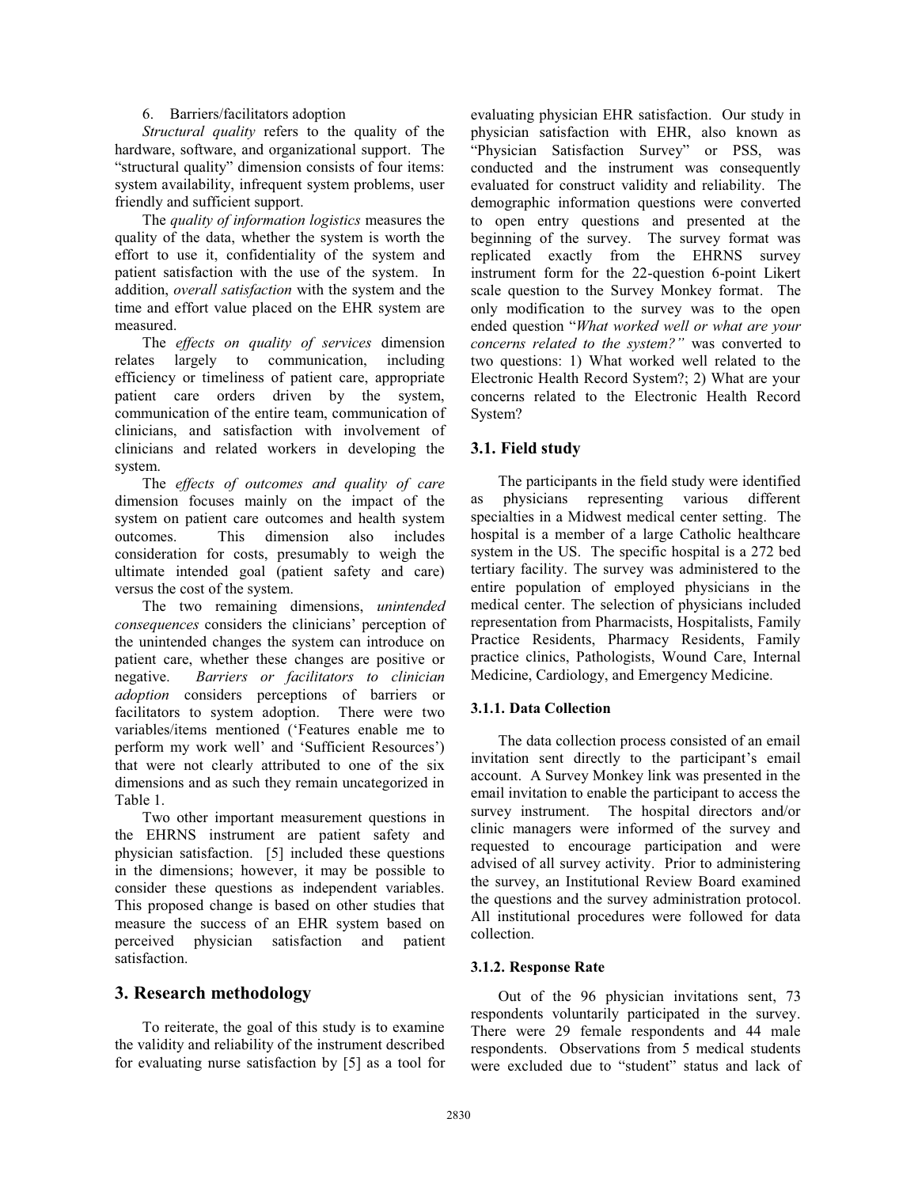6. Barriers/facilitators adoption

*Structural quality* refers to the quality of the hardware, software, and organizational support. The "structural quality" dimension consists of four items: system availability, infrequent system problems, user friendly and sufficient support.

The *quality of information logistics* measures the quality of the data, whether the system is worth the effort to use it, confidentiality of the system and patient satisfaction with the use of the system. In addition, *overall satisfaction* with the system and the time and effort value placed on the EHR system are measured.

The *effects on quality of services* dimension relates largely to communication, including efficiency or timeliness of patient care, appropriate patient care orders driven by the system, communication of the entire team, communication of clinicians, and satisfaction with involvement of clinicians and related workers in developing the system.

The *effects of outcomes and quality of care* dimension focuses mainly on the impact of the system on patient care outcomes and health system outcomes. This dimension also includes consideration for costs, presumably to weigh the ultimate intended goal (patient safety and care) versus the cost of the system.

The two remaining dimensions, *unintended consequences* considers the clinicians' perception of the unintended changes the system can introduce on patient care, whether these changes are positive or negative. *Barriers or facilitators to clinician adoption* considers perceptions of barriers or facilitators to system adoption. There were two variables/items mentioned ('Features enable me to perform my work well' and 'Sufficient Resources') that were not clearly attributed to one of the six dimensions and as such they remain uncategorized in Table 1.

Two other important measurement questions in the EHRNS instrument are patient safety and physician satisfaction. [5] included these questions in the dimensions; however, it may be possible to consider these questions as independent variables. This proposed change is based on other studies that measure the success of an EHR system based on perceived physician satisfaction and patient satisfaction.

## 3. Research methodology

To reiterate, the goal of this study is to examine the validity and reliability of the instrument described for evaluating nurse satisfaction by [5] as a tool for evaluating physician EHR satisfaction. Our study in physician satisfaction with EHR, also known as "Physician Satisfaction Survey" or PSS, was conducted and the instrument was consequently evaluated for construct validity and reliability. The demographic information questions were converted to open entry questions and presented at the beginning of the survey. The survey format was replicated exactly from the EHRNS survey instrument form for the 22-question 6-point Likert scale question to the Survey Monkey format. The only modification to the survey was to the open ended question "*What worked well or what are your concerns related to the system?"* was converted to two questions: 1) What worked well related to the Electronic Health Record System?; 2) What are your concerns related to the Electronic Health Record System?

### 3.1. Field study

The participants in the field study were identified as physicians representing various different specialties in a Midwest medical center setting. The hospital is a member of a large Catholic healthcare system in the US. The specific hospital is a 272 bed tertiary facility. The survey was administered to the entire population of employed physicians in the medical center. The selection of physicians included representation from Pharmacists, Hospitalists, Family Practice Residents, Pharmacy Residents, Family practice clinics, Pathologists, Wound Care, Internal Medicine, Cardiology, and Emergency Medicine.

#### 3.1.1. Data Collection

The data collection process consisted of an email invitation sent directly to the participant's email account. A Survey Monkey link was presented in the email invitation to enable the participant to access the survey instrument. The hospital directors and/or clinic managers were informed of the survey and requested to encourage participation and were advised of all survey activity. Prior to administering the survey, an Institutional Review Board examined the questions and the survey administration protocol. All institutional procedures were followed for data collection.

#### 3.1.2. Response Rate

Out of the 96 physician invitations sent, 73 respondents voluntarily participated in the survey. There were 29 female respondents and 44 male respondents. Observations from 5 medical students were excluded due to "student" status and lack of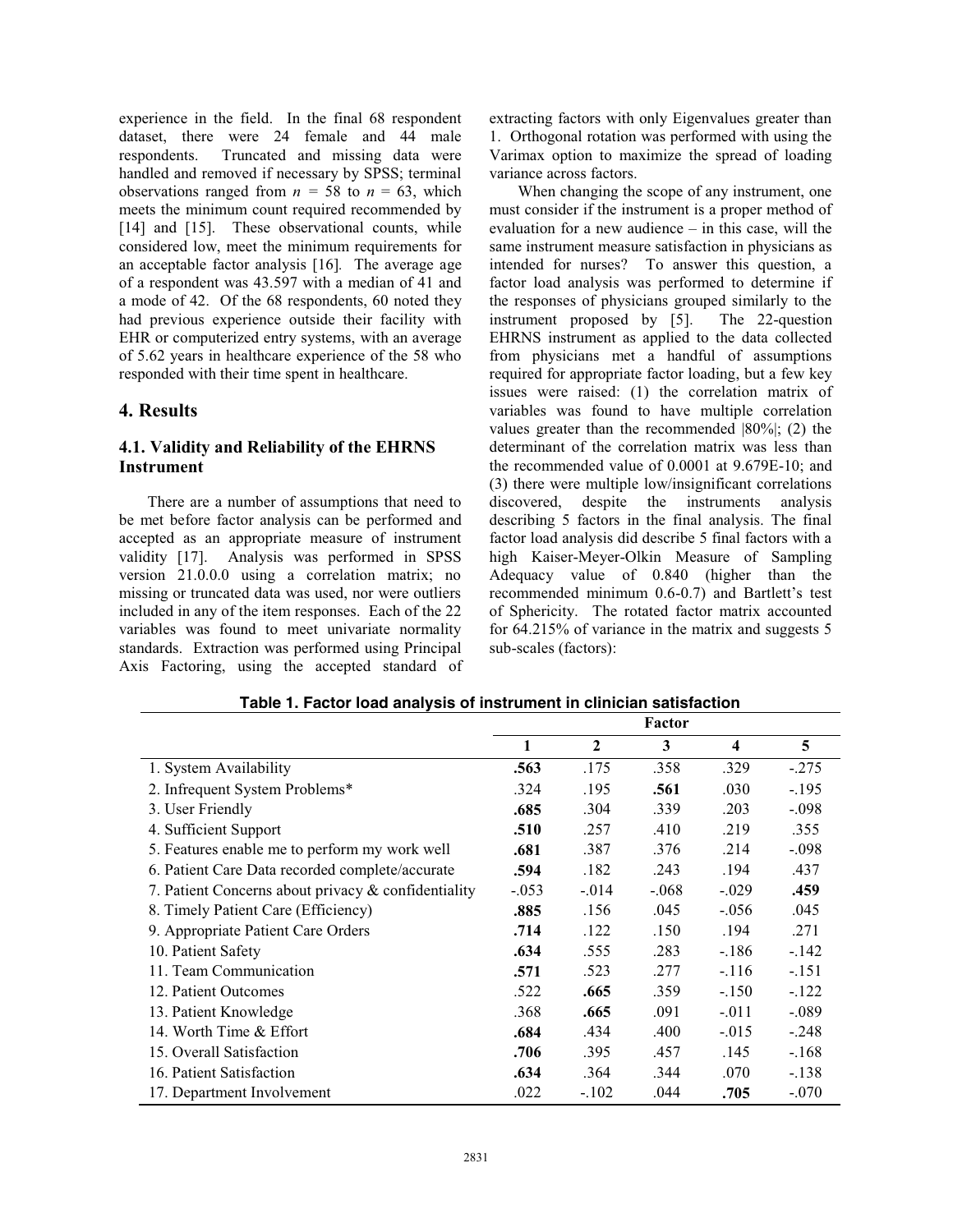experience in the field. In the final 68 respondent dataset, there were 24 female and 44 male respondents. Truncated and missing data were handled and removed if necessary by SPSS; terminal observations ranged from $n = 58$ to $n = 63$, which meets the minimum count required recommended by [14] and [15]. These observational counts, while considered low, meet the minimum requirements for an acceptable factor analysis [16]. The average age of a respondent was 43.597 with a median of 41 and a mode of 42. Of the 68 respondents, 60 noted they had previous experience outside their facility with EHR or computerized entry systems, with an average of 5.62 years in healthcare experience of the 58 who responded with their time spent in healthcare.

## 4. Results

### 4.1. Validity and Reliability of the EHRNS Instrument

There are a number of assumptions that need to be met before factor analysis can be performed and accepted as an appropriate measure of instrument validity [17]. Analysis was performed in SPSS version 21.0.0.0 using a correlation matrix; no missing or truncated data was used, nor were outliers included in any of the item responses. Each of the 22 variables was found to meet univariate normality standards. Extraction was performed using Principal Axis Factoring, using the accepted standard of extracting factors with only Eigenvalues greater than 1. Orthogonal rotation was performed with using the Varimax option to maximize the spread of loading variance across factors.

When changing the scope of any instrument, one must consider if the instrument is a proper method of evaluation for a new audience – in this case, will the same instrument measure satisfaction in physicians as intended for nurses? To answer this question, a factor load analysis was performed to determine if the responses of physicians grouped similarly to the instrument proposed by [5]. The 22-question EHRNS instrument as applied to the data collected from physicians met a handful of assumptions required for appropriate factor loading, but a few key issues were raised: (1) the correlation matrix of variables was found to have multiple correlation values greater than the recommended |80%|; (2) the determinant of the correlation matrix was less than the recommended value of 0.0001 at 9.679E-10; and (3) there were multiple low/insignificant correlations discovered, despite the instruments analysis describing 5 factors in the final analysis. The final factor load analysis did describe 5 final factors with a high Kaiser-Meyer-Olkin Measure of Sampling Adequacy value of 0.840 (higher than the recommended minimum 0.6-0.7) and Bartlett's test of Sphericity. The rotated factor matrix accounted for 64.215% of variance in the matrix and suggests 5 sub-scales (factors):

**Table 1. Factor load analysis of instrument in clinician satisfaction**

| | Factor | | | | |
|---|---|---|---|---|---|
| | 1 | 2 | 3 | 4 | 5 |
| 1. System Availability | **.563** | .175 | .358 | .329 | -.275 |
| 2. Infrequent System Problems* | .324 | .195 | **.561** | .030 | -.195 |
| 3. User Friendly | **.685** | .304 | .339 | .203 | -.098 |
| 4. Sufficient Support | **.510** | .257 | .410 | .219 | .355 |
| 5. Features enable me to perform my work well | **.681** | .387 | .376 | .214 | -.098 |
| 6. Patient Care Data recorded complete/accurate | **.594** | .182 | .243 | .194 | .437 |
| 7. Patient Concerns about privacy & confidentiality | -.053 | -.014 | -.068 | -.029 | **.459** |
| 8. Timely Patient Care (Efficiency) | **.885** | .156 | .045 | -.056 | .045 |
| 9. Appropriate Patient Care Orders | **.714** | .122 | .150 | .194 | .271 |
| 10. Patient Safety | **.634** | .555 | .283 | -.186 | -.142 |
| 11. Team Communication | **.571** | .523 | .277 | -.116 | -.151 |
| 12. Patient Outcomes | .522 | **.665** | .359 | -.150 | -.122 |
| 13. Patient Knowledge | .368 | **.665** | .091 | -.011 | -.089 |
| 14. Worth Time & Effort | **.684** | .434 | .400 | -.015 | -.248 |
| 15. Overall Satisfaction | **.706** | .395 | .457 | .145 | -.168 |
| 16. Patient Satisfaction | **.634** | .364 | .344 | .070 | -.138 |
| 17. Department Involvement | .022 | -.102 | .044 | **.705** | -.070 |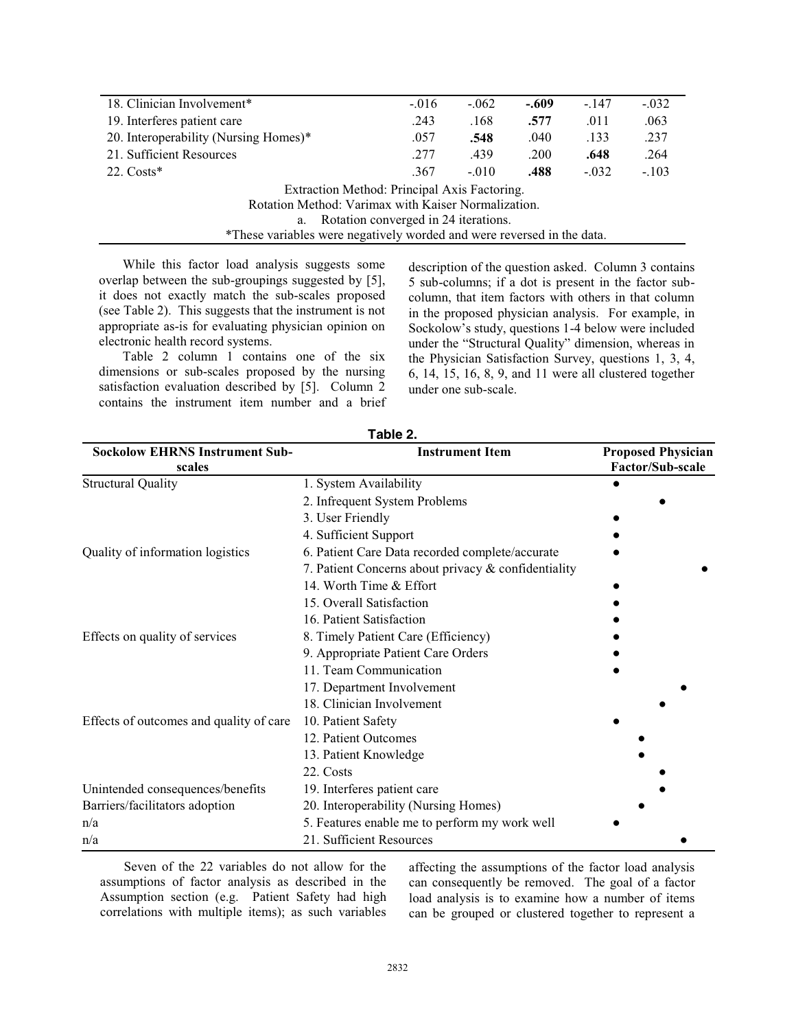| | | | | | |
|---|---|---|---|---|---|
| 18. Clinician Involvement* | -.016 | -.062 | **-.609** | -.147 | -.032 |
| 19. Interferes patient care | .243 | .168 | **.577** | .011 | .063 |
| 20. Interoperability (Nursing Homes)* | .057 | **.548** | .040 | .133 | .237 |
| 21. Sufficient Resources | .277 | .439 | .200 | **.648** | .264 |
| 22. Costs* | .367 | -.010 | **.488** | -.032 | -.103 |

Extraction Method: Principal Axis Factoring.
Rotation Method: Varimax with Kaiser Normalization.
a. Rotation converged in 24 iterations.
*These variables were negatively worded and were reversed in the data.

While this factor load analysis suggests some overlap between the sub-groupings suggested by [5], it does not exactly match the sub-scales proposed (see Table 2). This suggests that the instrument is not appropriate as-is for evaluating physician opinion on electronic health record systems.

Table 2 column 1 contains one of the six dimensions or sub-scales proposed by the nursing satisfaction evaluation described by [5]. Column 2 contains the instrument item number and a brief description of the question asked. Column 3 contains 5 sub-columns; if a dot is present in the factor sub-column, that item factors with others in that column in the proposed physician analysis. For example, in Sockolow's study, questions 1-4 below were included under the "Structural Quality" dimension, whereas in the Physician Satisfaction Survey, questions 1, 3, 4, 6, 14, 15, 16, 8, 9, and 11 were all clustered together under one sub-scale.

**Table 2.**

| Sockolow EHRNS Instrument Sub-scales | Instrument Item | Proposed Physician Factor/Sub-scale | | | | |
|---|---|---|---|---|---|---|
| Structural Quality | 1. System Availability | ● | | | | |
| | 2. Infrequent System Problems | | | ● | | |
| | 3. User Friendly | ● | | | | |
| | 4. Sufficient Support | ● | | | | |
| Quality of information logistics | 6. Patient Care Data recorded complete/accurate | ● | | | | |
| | 7. Patient Concerns about privacy & confidentiality | | | | | ● |
| | 14. Worth Time & Effort | ● | | | | |
| | 15. Overall Satisfaction | ● | | | | |
| | 16. Patient Satisfaction | ● | | | | |
| Effects on quality of services | 8. Timely Patient Care (Efficiency) | ● | | | | |
| | 9. Appropriate Patient Care Orders | ● | | | | |
| | 11. Team Communication | ● | | | | |
| | 17. Department Involvement | | | | ● | |
| | 18. Clinician Involvement | | | ● | | |
| Effects of outcomes and quality of care | 10. Patient Safety | ● | | | | |
| | 12. Patient Outcomes | | ● | | | |
| | 13. Patient Knowledge | | ● | | | |
| | 22. Costs | | | ● | | |
| Unintended consequences/benefits | 19. Interferes patient care | | | ● | | |
| Barriers/facilitators adoption | 20. Interoperability (Nursing Homes) | | ● | | | |
| n/a | 5. Features enable me to perform my work well | ● | | | | |
| n/a | 21. Sufficient Resources | | | | ● | |

Seven of the 22 variables do not allow for the assumptions of factor analysis as described in the Assumption section (e.g. Patient Safety had high correlations with multiple items); as such variables affecting the assumptions of the factor load analysis can consequently be removed. The goal of a factor load analysis is to examine how a number of items can be grouped or clustered together to represent a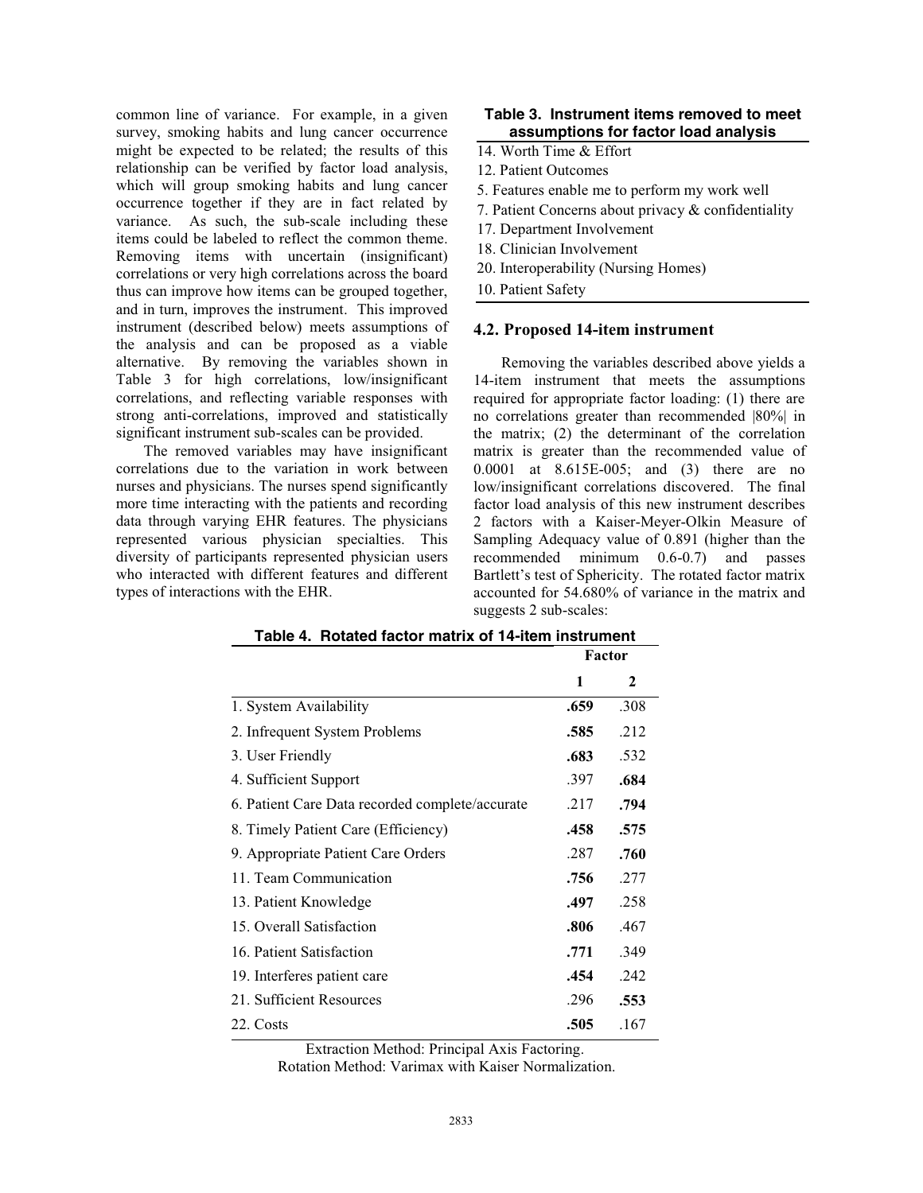common line of variance. For example, in a given survey, smoking habits and lung cancer occurrence might be expected to be related; the results of this relationship can be verified by factor load analysis, which will group smoking habits and lung cancer occurrence together if they are in fact related by variance. As such, the sub-scale including these items could be labeled to reflect the common theme. Removing items with uncertain (insignificant) correlations or very high correlations across the board thus can improve how items can be grouped together, and in turn, improves the instrument. This improved instrument (described below) meets assumptions of the analysis and can be proposed as a viable alternative. By removing the variables shown in Table 3 for high correlations, low/insignificant correlations, and reflecting variable responses with strong anti-correlations, improved and statistically significant instrument sub-scales can be provided.

The removed variables may have insignificant correlations due to the variation in work between nurses and physicians. The nurses spend significantly more time interacting with the patients and recording data through varying EHR features. The physicians represented various physician specialties. This diversity of participants represented physician users who interacted with different features and different types of interactions with the EHR.

**Table 3. Instrument items removed to meet assumptions for factor load analysis**

| |
|---|
| 14. Worth Time & Effort |
| 12. Patient Outcomes |
| 5. Features enable me to perform my work well |
| 7. Patient Concerns about privacy & confidentiality |
| 17. Department Involvement |
| 18. Clinician Involvement |
| 20. Interoperability (Nursing Homes) |
| 10. Patient Safety |

### 4.2. Proposed 14-item instrument

Removing the variables described above yields a 14-item instrument that meets the assumptions required for appropriate factor loading: (1) there are no correlations greater than recommended |80%| in the matrix; (2) the determinant of the correlation matrix is greater than the recommended value of 0.0001 at 8.615E-005; and (3) there are no low/insignificant correlations discovered. The final factor load analysis of this new instrument describes 2 factors with a Kaiser-Meyer-Olkin Measure of Sampling Adequacy value of 0.891 (higher than the recommended minimum 0.6-0.7) and passes Bartlett's test of Sphericity. The rotated factor matrix accounted for 54.680% of variance in the matrix and suggests 2 sub-scales:

**Table 4. Rotated factor matrix of 14-item instrument**

| | Factor | |
|---|---|---|
| | 1 | 2 |
| 1. System Availability | **.659** | .308 |
| 2. Infrequent System Problems | **.585** | .212 |
| 3. User Friendly | **.683** | .532 |
| 4. Sufficient Support | .397 | **.684** |
| 6. Patient Care Data recorded complete/accurate | .217 | **.794** |
| 8. Timely Patient Care (Efficiency) | **.458** | **.575** |
| 9. Appropriate Patient Care Orders | .287 | **.760** |
| 11. Team Communication | **.756** | .277 |
| 13. Patient Knowledge | **.497** | .258 |
| 15. Overall Satisfaction | **.806** | .467 |
| 16. Patient Satisfaction | **.771** | .349 |
| 19. Interferes patient care | **.454** | .242 |
| 21. Sufficient Resources | .296 | **.553** |
| 22. Costs | **.505** | .167 |

Extraction Method: Principal Axis Factoring.
Rotation Method: Varimax with Kaiser Normalization.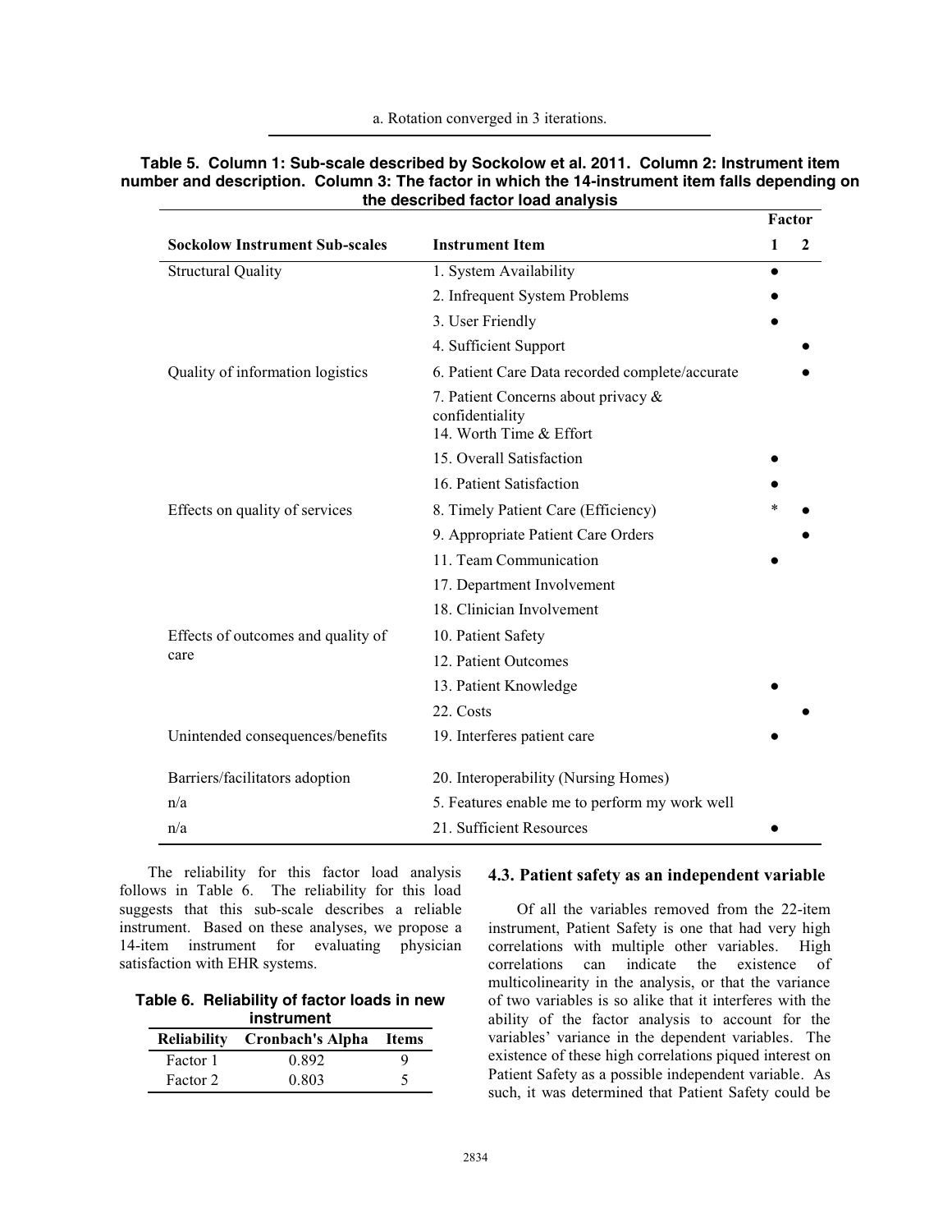a. Rotation converged in 3 iterations.

**Table 5. Column 1: Sub-scale described by Sockolow et al. 2011. Column 2: Instrument item number and description. Column 3: The factor in which the 14-instrument item falls depending on the described factor load analysis**

| Sockolow Instrument Sub-scales | Instrument Item | Factor 1 | Factor 2 |
|---|---|---|---|
| Structural Quality | 1. System Availability | ● | |
| | 2. Infrequent System Problems | ● | |
| | 3. User Friendly | ● | |
| | 4. Sufficient Support | | ● |
| Quality of information logistics | 6. Patient Care Data recorded complete/accurate | | ● |
| | 7. Patient Concerns about privacy & confidentiality | | |
| | 14. Worth Time & Effort | | |
| | 15. Overall Satisfaction | ● | |
| | 16. Patient Satisfaction | ● | |
| Effects on quality of services | 8. Timely Patient Care (Efficiency) | * | ● |
| | 9. Appropriate Patient Care Orders | | ● |
| | 11. Team Communication | ● | |
| | 17. Department Involvement | | |
| | 18. Clinician Involvement | | |
| Effects of outcomes and quality of care | 10. Patient Safety | | |
| | 12. Patient Outcomes | | |
| | 13. Patient Knowledge | ● | |
| | 22. Costs | | ● |
| Unintended consequences/benefits | 19. Interferes patient care | ● | |
| Barriers/facilitators adoption | 20. Interoperability (Nursing Homes) | | |
| n/a | 5. Features enable me to perform my work well | | |
| n/a | 21. Sufficient Resources | ● | |

The reliability for this factor load analysis follows in Table 6. The reliability for this load suggests that this sub-scale describes a reliable instrument. Based on these analyses, we propose a 14-item instrument for evaluating physician satisfaction with EHR systems.

**Table 6. Reliability of factor loads in new instrument**

| Reliability | Cronbach's Alpha | Items |
|---|---|---|
| Factor 1 | 0.892 | 9 |
| Factor 2 | 0.803 | 5 |

### 4.3. Patient safety as an independent variable

Of all the variables removed from the 22-item instrument, Patient Safety is one that had very high correlations with multiple other variables. High correlations can indicate the existence of multicolinearity in the analysis, or that the variance of two variables is so alike that it interferes with the ability of the factor analysis to account for the variables' variance in the dependent variables. The existence of these high correlations piqued interest on Patient Safety as a possible independent variable. As such, it was determined that Patient Safety could be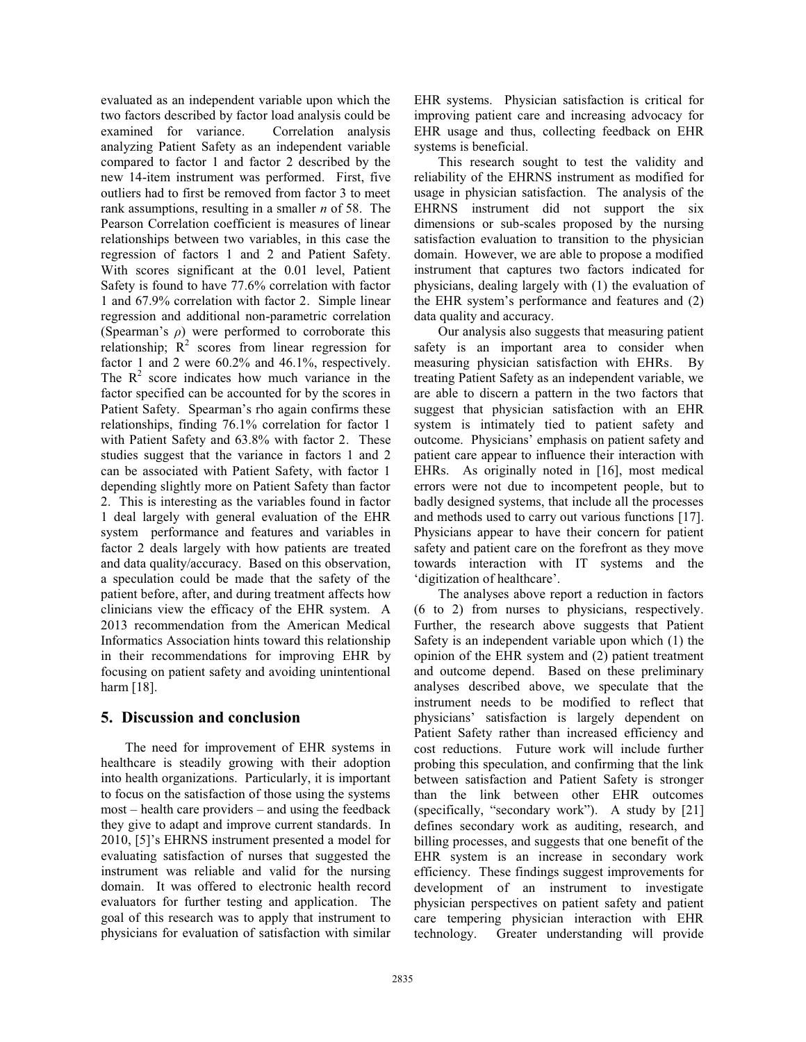evaluated as an independent variable upon which the two factors described by factor load analysis could be examined for variance. Correlation analysis analyzing Patient Safety as an independent variable compared to factor 1 and factor 2 described by the new 14-item instrument was performed. First, five outliers had to first be removed from factor 3 to meet rank assumptions, resulting in a smaller *n* of 58. The Pearson Correlation coefficient is measures of linear relationships between two variables, in this case the regression of factors 1 and 2 and Patient Safety. With scores significant at the 0.01 level, Patient Safety is found to have 77.6% correlation with factor 1 and 67.9% correlation with factor 2. Simple linear regression and additional non-parametric correlation (Spearman's $\rho$) were performed to corroborate this relationship; $R^2$ scores from linear regression for factor 1 and 2 were 60.2% and 46.1%, respectively. The $R^2$ score indicates how much variance in the factor specified can be accounted for by the scores in Patient Safety. Spearman's rho again confirms these relationships, finding 76.1% correlation for factor 1 with Patient Safety and 63.8% with factor 2. These studies suggest that the variance in factors 1 and 2 can be associated with Patient Safety, with factor 1 depending slightly more on Patient Safety than factor 2. This is interesting as the variables found in factor 1 deal largely with general evaluation of the EHR system performance and features and variables in factor 2 deals largely with how patients are treated and data quality/accuracy. Based on this observation, a speculation could be made that the safety of the patient before, after, and during treatment affects how clinicians view the efficacy of the EHR system. A 2013 recommendation from the American Medical Informatics Association hints toward this relationship in their recommendations for improving EHR by focusing on patient safety and avoiding unintentional harm [18].

## 5. Discussion and conclusion

The need for improvement of EHR systems in healthcare is steadily growing with their adoption into health organizations. Particularly, it is important to focus on the satisfaction of those using the systems most – health care providers – and using the feedback they give to adapt and improve current standards. In 2010, [5]'s EHRNS instrument presented a model for evaluating satisfaction of nurses that suggested the instrument was reliable and valid for the nursing domain. It was offered to electronic health record evaluators for further testing and application. The goal of this research was to apply that instrument to physicians for evaluation of satisfaction with similar EHR systems. Physician satisfaction is critical for improving patient care and increasing advocacy for EHR usage and thus, collecting feedback on EHR systems is beneficial.

This research sought to test the validity and reliability of the EHRNS instrument as modified for usage in physician satisfaction. The analysis of the EHRNS instrument did not support the six dimensions or sub-scales proposed by the nursing satisfaction evaluation to transition to the physician domain. However, we are able to propose a modified instrument that captures two factors indicated for physicians, dealing largely with (1) the evaluation of the EHR system's performance and features and (2) data quality and accuracy.

Our analysis also suggests that measuring patient safety is an important area to consider when measuring physician satisfaction with EHRs. By treating Patient Safety as an independent variable, we are able to discern a pattern in the two factors that suggest that physician satisfaction with an EHR system is intimately tied to patient safety and outcome. Physicians' emphasis on patient safety and patient care appear to influence their interaction with EHRs. As originally noted in [16], most medical errors were not due to incompetent people, but to badly designed systems, that include all the processes and methods used to carry out various functions [17]. Physicians appear to have their concern for patient safety and patient care on the forefront as they move towards interaction with IT systems and the 'digitization of healthcare'.

The analyses above report a reduction in factors (6 to 2) from nurses to physicians, respectively. Further, the research above suggests that Patient Safety is an independent variable upon which (1) the opinion of the EHR system and (2) patient treatment and outcome depend. Based on these preliminary analyses described above, we speculate that the instrument needs to be modified to reflect that physicians' satisfaction is largely dependent on Patient Safety rather than increased efficiency and cost reductions. Future work will include further probing this speculation, and confirming that the link between satisfaction and Patient Safety is stronger than the link between other EHR outcomes (specifically, "secondary work"). A study by [21] defines secondary work as auditing, research, and billing processes, and suggests that one benefit of the EHR system is an increase in secondary work efficiency. These findings suggest improvements for development of an instrument to investigate physician perspectives on patient safety and patient care tempering physician interaction with EHR technology. Greater understanding will provide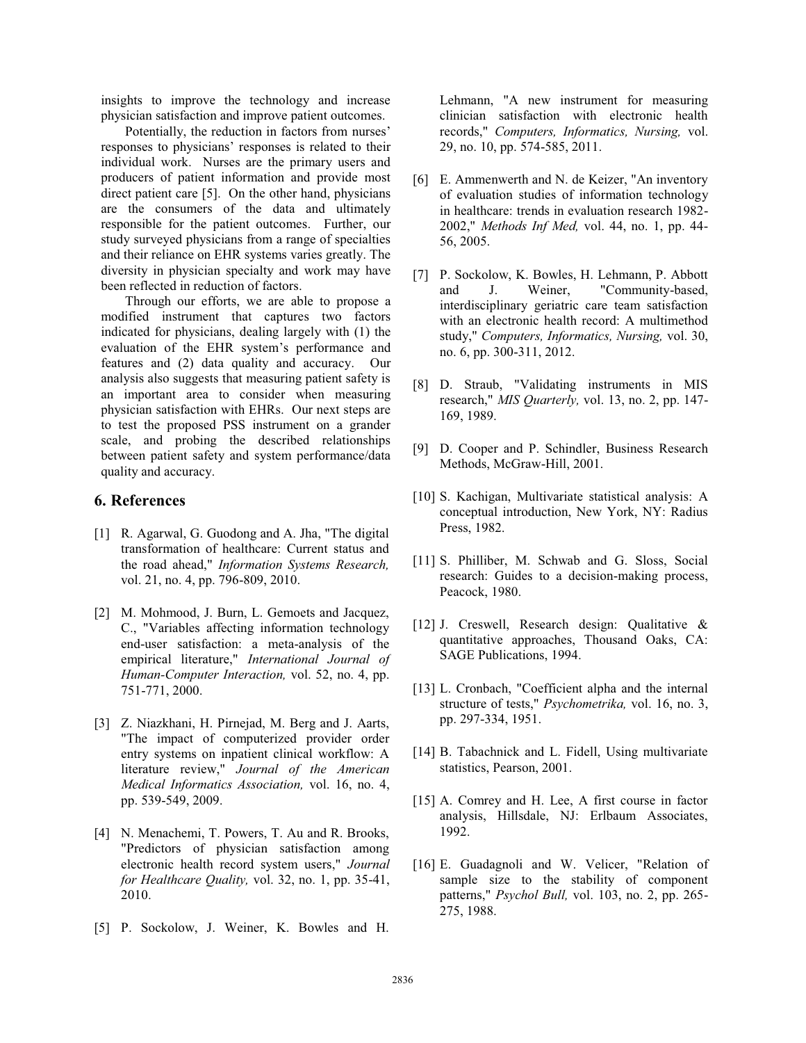insights to improve the technology and increase physician satisfaction and improve patient outcomes.

Potentially, the reduction in factors from nurses' responses to physicians' responses is related to their individual work. Nurses are the primary users and producers of patient information and provide most direct patient care [5]. On the other hand, physicians are the consumers of the data and ultimately responsible for the patient outcomes. Further, our study surveyed physicians from a range of specialties and their reliance on EHR systems varies greatly. The diversity in physician specialty and work may have been reflected in reduction of factors.

Through our efforts, we are able to propose a modified instrument that captures two factors indicated for physicians, dealing largely with (1) the evaluation of the EHR system's performance and features and (2) data quality and accuracy. Our analysis also suggests that measuring patient safety is an important area to consider when measuring physician satisfaction with EHRs. Our next steps are to test the proposed PSS instrument on a grander scale, and probing the described relationships between patient safety and system performance/data quality and accuracy.

## 6. References

[1] R. Agarwal, G. Guodong and A. Jha, "The digital transformation of healthcare: Current status and the road ahead," *Information Systems Research,* vol. 21, no. 4, pp. 796-809, 2010.

[2] M. Mohmood, J. Burn, L. Gemoets and Jacquez, C., "Variables affecting information technology end-user satisfaction: a meta-analysis of the empirical literature," *International Journal of Human-Computer Interaction,* vol. 52, no. 4, pp. 751-771, 2000.

[3] Z. Niazkhani, H. Pirnejad, M. Berg and J. Aarts, "The impact of computerized provider order entry systems on inpatient clinical workflow: A literature review," *Journal of the American Medical Informatics Association,* vol. 16, no. 4, pp. 539-549, 2009.

[4] N. Menachemi, T. Powers, T. Au and R. Brooks, "Predictors of physician satisfaction among electronic health record system users," *Journal for Healthcare Quality,* vol. 32, no. 1, pp. 35-41, 2010.

[5] P. Sockolow, J. Weiner, K. Bowles and H. Lehmann, "A new instrument for measuring clinician satisfaction with electronic health records," *Computers, Informatics, Nursing,* vol. 29, no. 10, pp. 574-585, 2011.

[6] E. Ammenwerth and N. de Keizer, "An inventory of evaluation studies of information technology in healthcare: trends in evaluation research 1982-2002," *Methods Inf Med,* vol. 44, no. 1, pp. 44-56, 2005.

[7] P. Sockolow, K. Bowles, H. Lehmann, P. Abbott and J. Weiner, "Community-based, interdisciplinary geriatric care team satisfaction with an electronic health record: A multimethod study," *Computers, Informatics, Nursing,* vol. 30, no. 6, pp. 300-311, 2012.

[8] D. Straub, "Validating instruments in MIS research," *MIS Quarterly,* vol. 13, no. 2, pp. 147-169, 1989.

[9] D. Cooper and P. Schindler, Business Research Methods, McGraw-Hill, 2001.

[10] S. Kachigan, Multivariate statistical analysis: A conceptual introduction, New York, NY: Radius Press, 1982.

[11] S. Philliber, M. Schwab and G. Sloss, Social research: Guides to a decision-making process, Peacock, 1980.

[12] J. Creswell, Research design: Qualitative & quantitative approaches, Thousand Oaks, CA: SAGE Publications, 1994.

[13] L. Cronbach, "Coefficient alpha and the internal structure of tests," *Psychometrika,* vol. 16, no. 3, pp. 297-334, 1951.

[14] B. Tabachnick and L. Fidell, Using multivariate statistics, Pearson, 2001.

[15] A. Comrey and H. Lee, A first course in factor analysis, Hillsdale, NJ: Erlbaum Associates, 1992.

[16] E. Guadagnoli and W. Velicer, "Relation of sample size to the stability of component patterns," *Psychol Bull,* vol. 103, no. 2, pp. 265-275, 1988.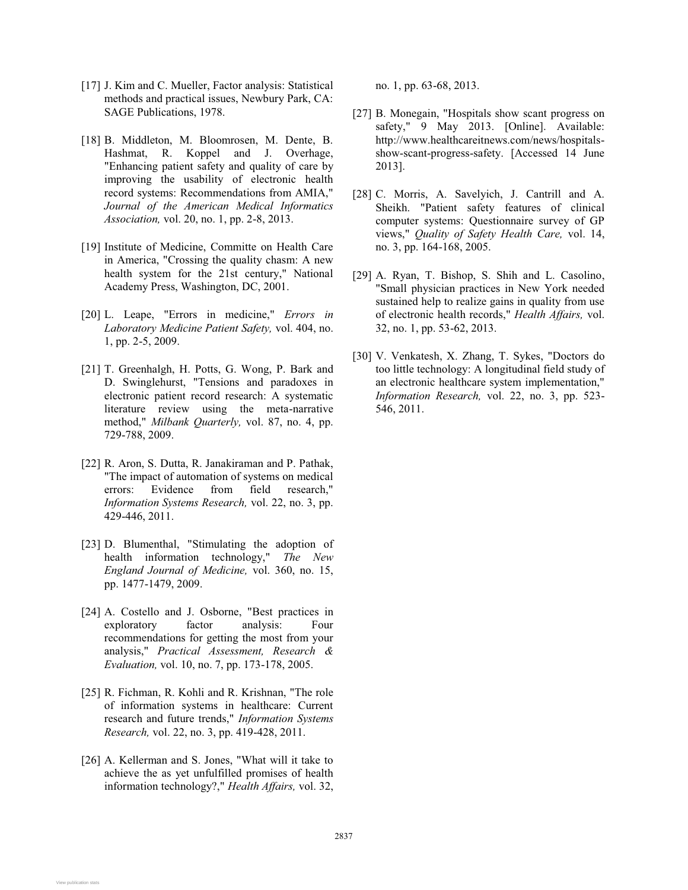[17] J. Kim and C. Mueller, Factor analysis: Statistical methods and practical issues, Newbury Park, CA: SAGE Publications, 1978.

[18] B. Middleton, M. Bloomrosen, M. Dente, B. Hashmat, R. Koppel and J. Overhage, "Enhancing patient safety and quality of care by improving the usability of electronic health record systems: Recommendations from AMIA," *Journal of the American Medical Informatics Association,* vol. 20, no. 1, pp. 2-8, 2013.

[19] Institute of Medicine, Committe on Health Care in America, "Crossing the quality chasm: A new health system for the 21st century," National Academy Press, Washington, DC, 2001.

[20] L. Leape, "Errors in medicine," *Errors in Laboratory Medicine Patient Safety,* vol. 404, no. 1, pp. 2-5, 2009.

[21] T. Greenhalgh, H. Potts, G. Wong, P. Bark and D. Swinglehurst, "Tensions and paradoxes in electronic patient record research: A systematic literature review using the meta-narrative method," *Milbank Quarterly,* vol. 87, no. 4, pp. 729-788, 2009.

[22] R. Aron, S. Dutta, R. Janakiraman and P. Pathak, "The impact of automation of systems on medical errors: Evidence from field research," *Information Systems Research,* vol. 22, no. 3, pp. 429-446, 2011.

[23] D. Blumenthal, "Stimulating the adoption of health information technology," *The New England Journal of Medicine,* vol. 360, no. 15, pp. 1477-1479, 2009.

[24] A. Costello and J. Osborne, "Best practices in exploratory factor analysis: Four recommendations for getting the most from your analysis," *Practical Assessment, Research & Evaluation,* vol. 10, no. 7, pp. 173-178, 2005.

[25] R. Fichman, R. Kohli and R. Krishnan, "The role of information systems in healthcare: Current research and future trends," *Information Systems Research,* vol. 22, no. 3, pp. 419-428, 2011.

[26] A. Kellerman and S. Jones, "What will it take to achieve the as yet unfulfilled promises of health information technology?," *Health Affairs,* vol. 32, no. 1, pp. 63-68, 2013.

[27] B. Monegain, "Hospitals show scant progress on safety," 9 May 2013. [Online]. Available: http://www.healthcareitnews.com/news/hospitals-show-scant-progress-safety. [Accessed 14 June 2013].

[28] C. Morris, A. Savelyich, J. Cantrill and A. Sheikh. "Patient safety features of clinical computer systems: Questionnaire survey of GP views," *Quality of Safety Health Care,* vol. 14, no. 3, pp. 164-168, 2005.

[29] A. Ryan, T. Bishop, S. Shih and L. Casolino, "Small physician practices in New York needed sustained help to realize gains in quality from use of electronic health records," *Health Affairs,* vol. 32, no. 1, pp. 53-62, 2013.

[30] V. Venkatesh, X. Zhang, T. Sykes, "Doctors do too little technology: A longitudinal field study of an electronic healthcare system implementation," *Information Research,* vol. 22, no. 3, pp. 523-546, 2011.